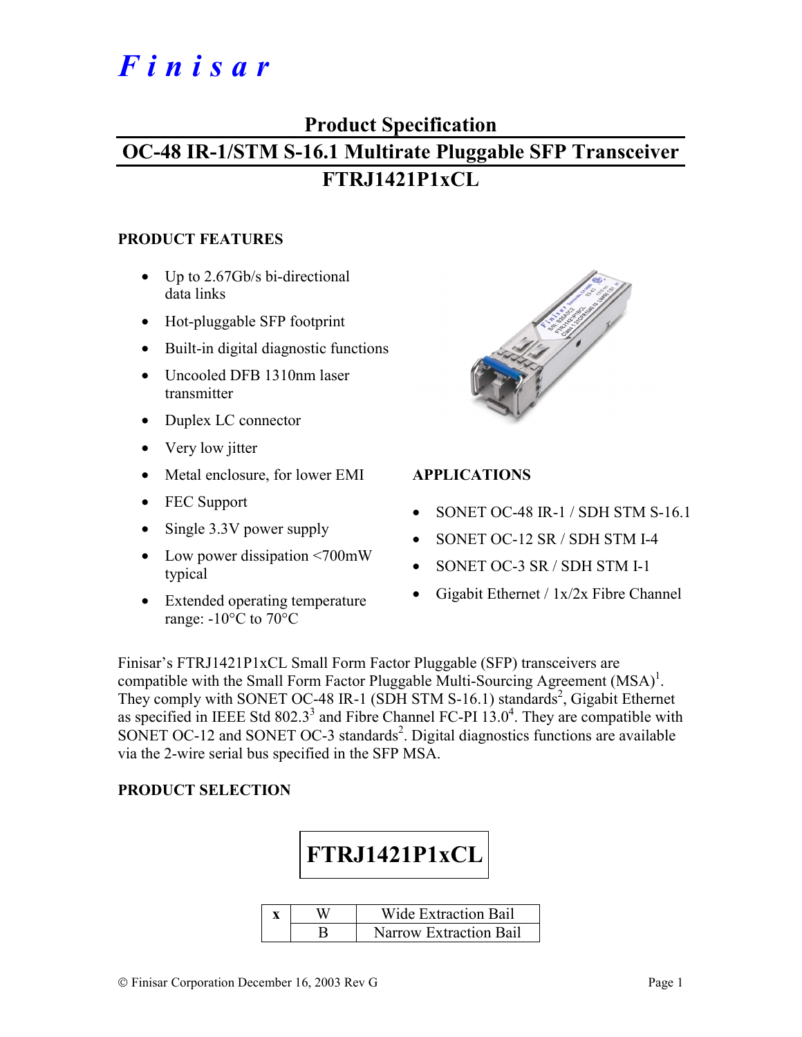# *Finisar*

## Product Specification

## OC-48 IR-1/STM S-16.1 Multirate Pluggable SFP Transceiver

## FTRJ1421P1xCL

### PRODUCT FEATURES

- Up to 2.67Gb/s bi-directional data links
- Hot-pluggable SFP footprint
- Built-in digital diagnostic functions
- Uncooled DFB 1310nm laser transmitter
- Duplex LC connector
- Very low jitter
- Metal enclosure, for lower EMI
- FEC Support
- Single 3.3V power supply
- Low power dissipation <700mW typical
- Extended operating temperature range: -10°C to 70°C

### APPLICATIONS

- SONET OC-48 IR-1 / SDH STM S-16.1
- SONET OC-12 SR / SDH STM I-4
- SONET OC-3 SR / SDH STM I-1
- Gigabit Ethernet / 1x/2x Fibre Channel

Finisar's FTRJ1421P1xCL Small Form Factor Pluggable (SFP) transceivers are compatible with the Small Form Factor Pluggable Multi-Sourcing Agreement (MSA)[1]. They comply with SONET OC-48 IR-1 (SDH STM S-16.1) standards[2], Gigabit Ethernet as specified in IEEE Std 802.3[3] and Fibre Channel FC-PI 13.0[4]. They are compatible with SONET OC-12 and SONET OC-3 standards[2]. Digital diagnostics functions are available via the 2-wire serial bus specified in the SFP MSA.

### PRODUCT SELECTION

**FTRJ1421P1xCL**

| x | | |
|---|---|---|
| | W | Wide Extraction Bail |
| | B | Narrow Extraction Bail |

© Finisar Corporation December 16, 2003 Rev G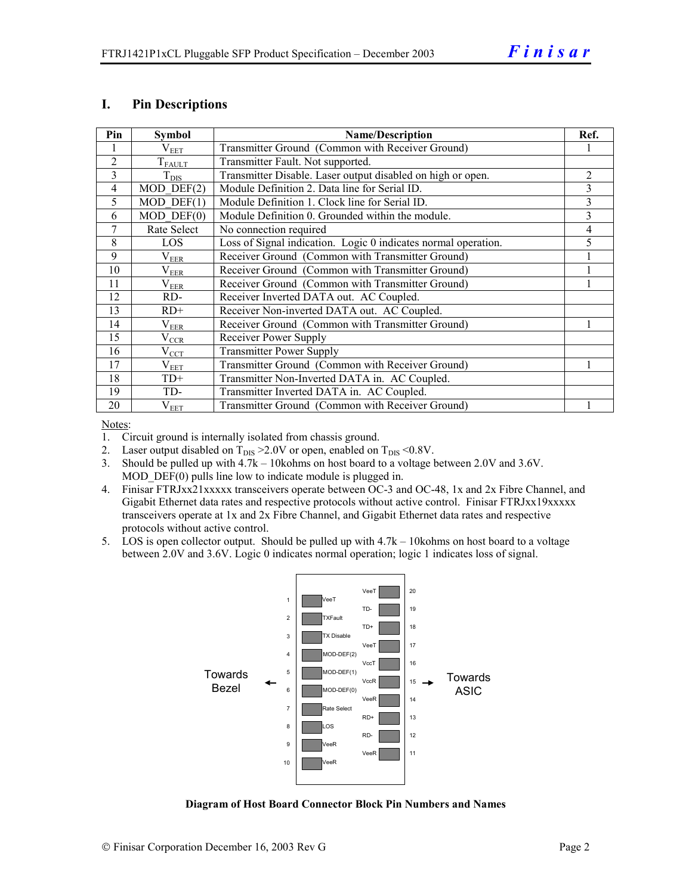## I. Pin Descriptions

| Pin | Symbol | Name/Description | Ref. |
|---|---|---|---|
| 1 | $V_{EET}$ | Transmitter Ground (Common with Receiver Ground) | 1 |
| 2 | $T_{FAULT}$ | Transmitter Fault. Not supported. | |
| 3 | $T_{DIS}$ | Transmitter Disable. Laser output disabled on high or open. | 2 |
| 4 | MOD_DEF(2) | Module Definition 2. Data line for Serial ID. | 3 |
| 5 | MOD_DEF(1) | Module Definition 1. Clock line for Serial ID. | 3 |
| 6 | MOD_DEF(0) | Module Definition 0. Grounded within the module. | 3 |
| 7 | Rate Select | No connection required | 4 |
| 8 | LOS | Loss of Signal indication. Logic 0 indicates normal operation. | 5 |
| 9 | $V_{EER}$ | Receiver Ground (Common with Transmitter Ground) | 1 |
| 10 | $V_{EER}$ | Receiver Ground (Common with Transmitter Ground) | 1 |
| 11 | $V_{EER}$ | Receiver Ground (Common with Transmitter Ground) | 1 |
| 12 | RD- | Receiver Inverted DATA out. AC Coupled. | |
| 13 | RD+ | Receiver Non-inverted DATA out. AC Coupled. | |
| 14 | $V_{EER}$ | Receiver Ground (Common with Transmitter Ground) | 1 |
| 15 | $V_{CCR}$ | Receiver Power Supply | |
| 16 | $V_{CCT}$ | Transmitter Power Supply | |
| 17 | $V_{EET}$ | Transmitter Ground (Common with Receiver Ground) | 1 |
| 18 | TD+ | Transmitter Non-Inverted DATA in. AC Coupled. | |
| 19 | TD- | Transmitter Inverted DATA in. AC Coupled. | |
| 20 | $V_{EET}$ | Transmitter Ground (Common with Receiver Ground) | 1 |

Notes:

1. Circuit ground is internally isolated from chassis ground.
2. Laser output disabled on $T_{DIS}$ >2.0V or open, enabled on $T_{DIS}$ <0.8V.
3. Should be pulled up with 4.7k – 10kohms on host board to a voltage between 2.0V and 3.6V. MOD_DEF(0) pulls line low to indicate module is plugged in.
4. Finisar FTRJxx21xxxxx transceivers operate between OC-3 and OC-48, 1x and 2x Fibre Channel, and Gigabit Ethernet data rates and respective protocols without active control. Finisar FTRJxx19xxxxx transceivers operate at 1x and 2x Fibre Channel, and Gigabit Ethernet data rates and respective protocols without active control.
5. LOS is open collector output. Should be pulled up with 4.7k – 10kohms on host board to a voltage between 2.0V and 3.6V. Logic 0 indicates normal operation; logic 1 indicates loss of signal.

Towards Bezel ← | Pins 1–10: 1 VeeT, 2 TXFault, 3 TX Disable, 4 MOD-DEF(2), 5 MOD-DEF(1), 6 MOD-DEF(0), 7 Rate Select, 8 LOS, 9 VeeR, 10 VeeR | Pins 20–11: 20 VeeT, 19 TD-, 18 TD+, 17 VeeT, 16 VccT, 15 VccR, 14 VeeR, 13 RD+, 12 RD-, 11 VeeR | → Towards ASIC

**Diagram of Host Board Connector Block Pin Numbers and Names**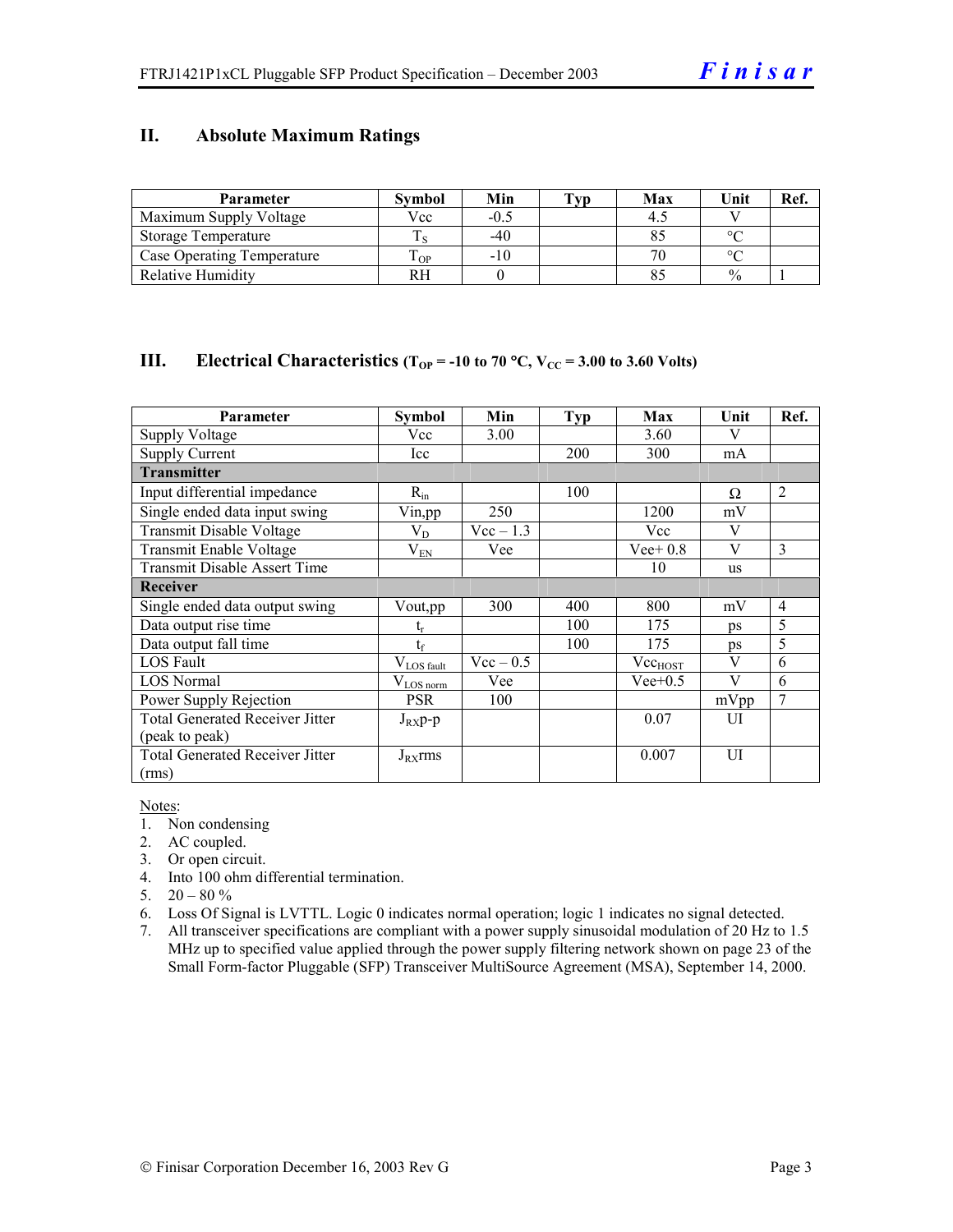## II. Absolute Maximum Ratings

| Parameter | Symbol | Min | Typ | Max | Unit | Ref. |
|---|---|---|---|---|---|---|
| Maximum Supply Voltage | Vcc | -0.5 | | 4.5 | V | |
| Storage Temperature | $T_S$ | -40 | | 85 | °C | |
| Case Operating Temperature | $T_{OP}$ | -10 | | 70 | °C | |
| Relative Humidity | RH | 0 | | 85 | % | 1 |

## III. Electrical Characteristics ($T_{OP}$ = -10 to 70 °C, $V_{CC}$ = 3.00 to 3.60 Volts)

| Parameter | Symbol | Min | Typ | Max | Unit | Ref. |
|---|---|---|---|---|---|---|
| Supply Voltage | Vcc | 3.00 | | 3.60 | V | |
| Supply Current | Icc | | 200 | 300 | mA | |
| **Transmitter** | | | | | | |
| Input differential impedance | $R_{in}$ | | 100 | | Ω | 2 |
| Single ended data input swing | Vin,pp | 250 | | 1200 | mV | |
| Transmit Disable Voltage | $V_D$ | Vcc – 1.3 | | Vcc | V | |
| Transmit Enable Voltage | $V_{EN}$ | Vee | | Vee+ 0.8 | V | 3 |
| Transmit Disable Assert Time | | | | 10 | us | |
| **Receiver** | | | | | | |
| Single ended data output swing | Vout,pp | 300 | 400 | 800 | mV | 4 |
| Data output rise time | $t_r$ | | 100 | 175 | ps | 5 |
| Data output fall time | $t_f$ | | 100 | 175 | ps | 5 |
| LOS Fault | $V_{LOS\ fault}$ | Vcc – 0.5 | | $Vcc_{HOST}$ | V | 6 |
| LOS Normal | $V_{LOS\ norm}$ | Vee | | Vee+0.5 | V | 6 |
| Power Supply Rejection | PSR | 100 | | | mVpp | 7 |
| Total Generated Receiver Jitter (peak to peak) | $J_{RX}$p-p | | | 0.07 | UI | |
| Total Generated Receiver Jitter (rms) | $J_{RX}$rms | | | 0.007 | UI | |

Notes:
1. Non condensing
2. AC coupled.
3. Or open circuit.
4. Into 100 ohm differential termination.
5. 20 – 80 %
6. Loss Of Signal is LVTTL. Logic 0 indicates normal operation; logic 1 indicates no signal detected.
7. All transceiver specifications are compliant with a power supply sinusoidal modulation of 20 Hz to 1.5 MHz up to specified value applied through the power supply filtering network shown on page 23 of the Small Form-factor Pluggable (SFP) Transceiver MultiSource Agreement (MSA), September 14, 2000.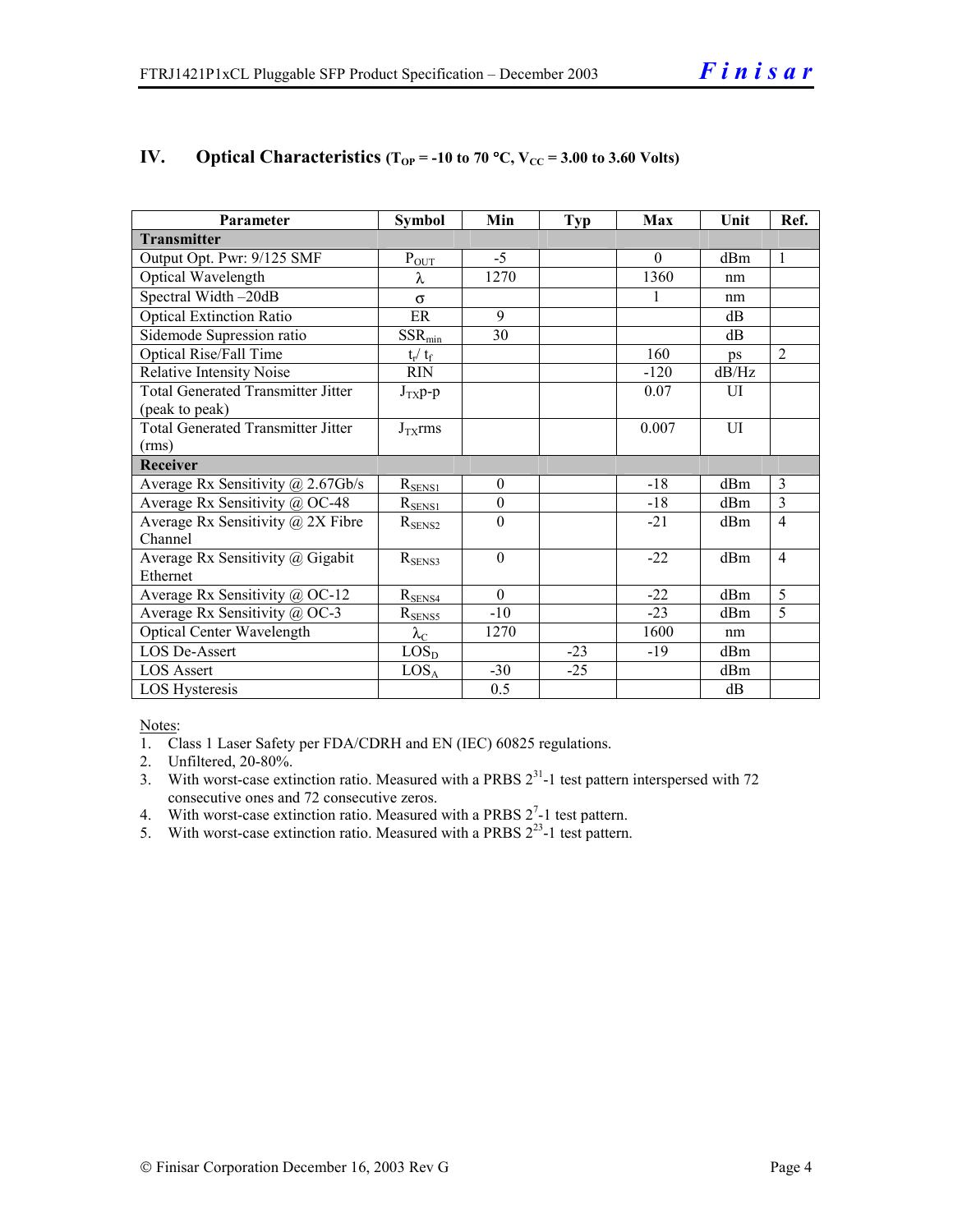## IV. Optical Characteristics ($T_{OP}$ = -10 to 70 °C, $V_{CC}$ = 3.00 to 3.60 Volts)

| Parameter | Symbol | Min | Typ | Max | Unit | Ref. |
|---|---|---|---|---|---|---|
| **Transmitter** | | | | | | |
| Output Opt. Pwr: 9/125 SMF | $P_{OUT}$ | -5 | | 0 | dBm | 1 |
| Optical Wavelength | $\lambda$ | 1270 | | 1360 | nm | |
| Spectral Width –20dB | $\sigma$ | | | 1 | nm | |
| Optical Extinction Ratio | ER | 9 | | | dB | |
| Sidemode Supression ratio | $SSR_{min}$ | 30 | | | dB | |
| Optical Rise/Fall Time | $t_r$/ $t_f$ | | | 160 | ps | 2 |
| Relative Intensity Noise | RIN | | | -120 | dB/Hz | |
| Total Generated Transmitter Jitter (peak to peak) | $J_{TX}$p-p | | | 0.07 | UI | |
| Total Generated Transmitter Jitter (rms) | $J_{TX}$rms | | | 0.007 | UI | |
| **Receiver** | | | | | | |
| Average Rx Sensitivity @ 2.67Gb/s | $R_{SENS1}$ | 0 | | -18 | dBm | 3 |
| Average Rx Sensitivity @ OC-48 | $R_{SENS1}$ | 0 | | -18 | dBm | 3 |
| Average Rx Sensitivity @ 2X Fibre Channel | $R_{SENS2}$ | 0 | | -21 | dBm | 4 |
| Average Rx Sensitivity @ Gigabit Ethernet | $R_{SENS3}$ | 0 | | -22 | dBm | 4 |
| Average Rx Sensitivity @ OC-12 | $R_{SENS4}$ | 0 | | -22 | dBm | 5 |
| Average Rx Sensitivity @ OC-3 | $R_{SENS5}$ | -10 | | -23 | dBm | 5 |
| Optical Center Wavelength | $\lambda_C$ | 1270 | | 1600 | nm | |
| LOS De-Assert | $LOS_D$ | | -23 | -19 | dBm | |
| LOS Assert | $LOS_A$ | -30 | -25 | | dBm | |
| LOS Hysteresis | | 0.5 | | | dB | |

Notes:

1. Class 1 Laser Safety per FDA/CDRH and EN (IEC) 60825 regulations.
2. Unfiltered, 20-80%.
3. With worst-case extinction ratio. Measured with a PRBS $2^{31}$-1 test pattern interspersed with 72 consecutive ones and 72 consecutive zeros.
4. With worst-case extinction ratio. Measured with a PRBS $2^{7}$-1 test pattern.
5. With worst-case extinction ratio. Measured with a PRBS $2^{23}$-1 test pattern.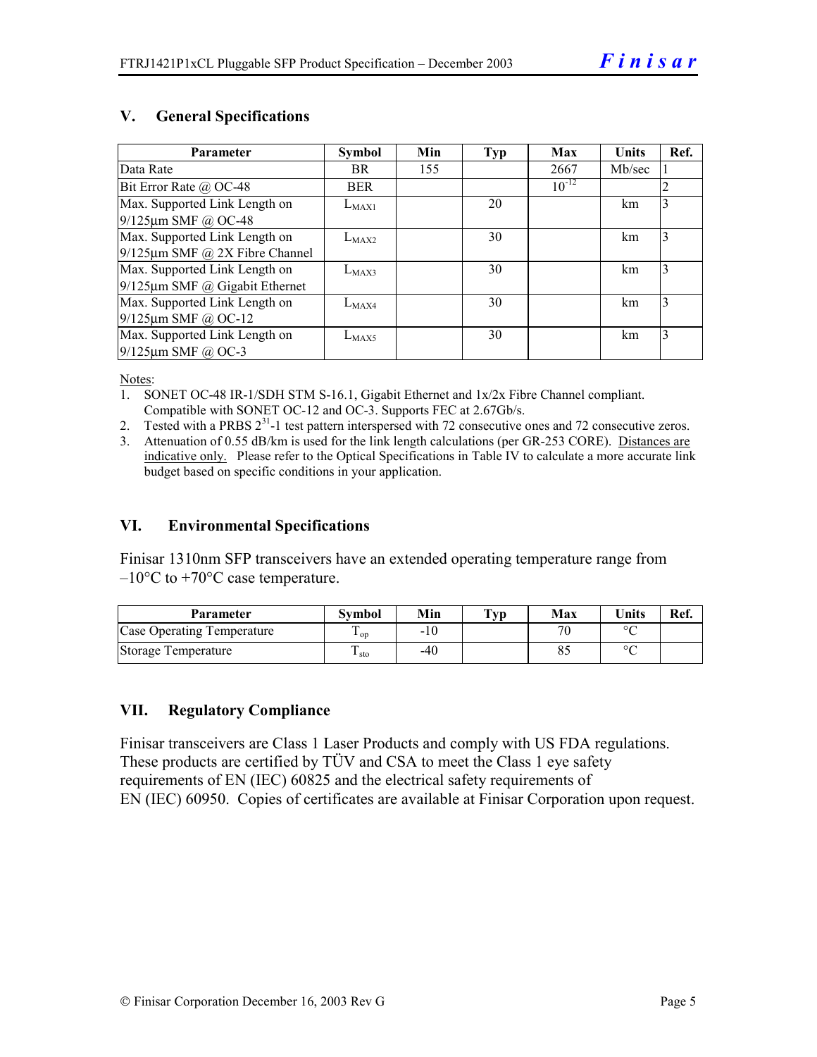## V. General Specifications

| Parameter | Symbol | Min | Typ | Max | Units | Ref. |
|---|---|---|---|---|---|---|
| Data Rate | BR | 155 | | 2667 | Mb/sec | 1 |
| Bit Error Rate @ OC-48 | BER | | | $10^{-12}$ | | 2 |
| Max. Supported Link Length on 9/125µm SMF @ OC-48 | $L_{MAX1}$ | | 20 | | km | 3 |
| Max. Supported Link Length on 9/125µm SMF @ 2X Fibre Channel | $L_{MAX2}$ | | 30 | | km | 3 |
| Max. Supported Link Length on 9/125µm SMF @ Gigabit Ethernet | $L_{MAX3}$ | | 30 | | km | 3 |
| Max. Supported Link Length on 9/125µm SMF @ OC-12 | $L_{MAX4}$ | | 30 | | km | 3 |
| Max. Supported Link Length on 9/125µm SMF @ OC-3 | $L_{MAX5}$ | | 30 | | km | 3 |

Notes:

1. SONET OC-48 IR-1/SDH STM S-16.1, Gigabit Ethernet and 1x/2x Fibre Channel compliant. Compatible with SONET OC-12 and OC-3. Supports FEC at 2.67Gb/s.
2. Tested with a PRBS $2^{31}$-1 test pattern interspersed with 72 consecutive ones and 72 consecutive zeros.
3. Attenuation of 0.55 dB/km is used for the link length calculations (per GR-253 CORE). Distances are indicative only. Please refer to the Optical Specifications in Table IV to calculate a more accurate link budget based on specific conditions in your application.

## VI. Environmental Specifications

Finisar 1310nm SFP transceivers have an extended operating temperature range from –10°C to +70°C case temperature.

| Parameter | Symbol | Min | Typ | Max | Units | Ref. |
|---|---|---|---|---|---|---|
| Case Operating Temperature | $T_{op}$ | -10 | | 70 | °C | |
| Storage Temperature | $T_{sto}$ | -40 | | 85 | °C | |

## VII. Regulatory Compliance

Finisar transceivers are Class 1 Laser Products and comply with US FDA regulations. These products are certified by TÜV and CSA to meet the Class 1 eye safety requirements of EN (IEC) 60825 and the electrical safety requirements of EN (IEC) 60950. Copies of certificates are available at Finisar Corporation upon request.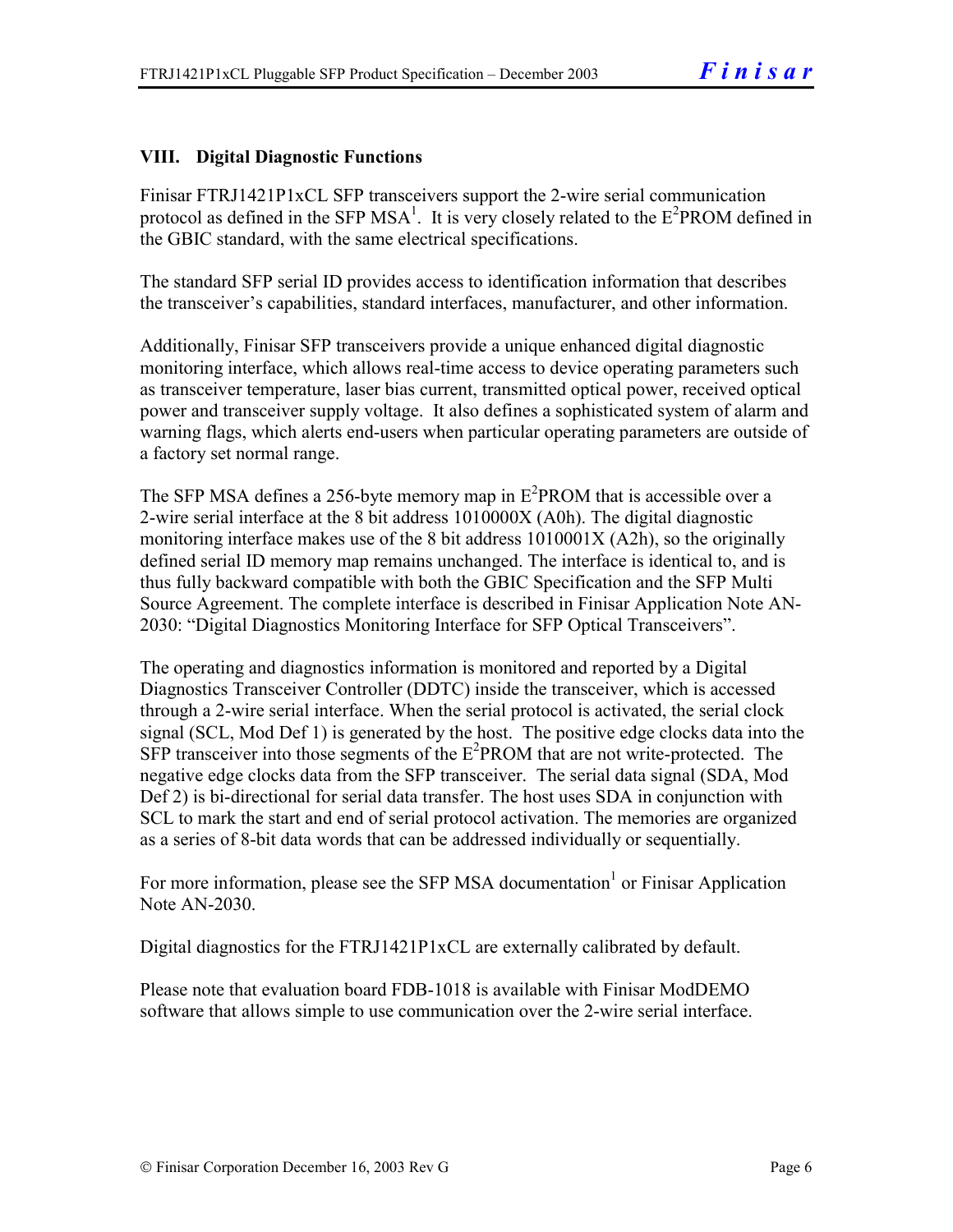## VIII. Digital Diagnostic Functions

Finisar FTRJ1421P1xCL SFP transceivers support the 2-wire serial communication protocol as defined in the SFP MSA[1]. It is very closely related to the $E^2$PROM defined in the GBIC standard, with the same electrical specifications.

The standard SFP serial ID provides access to identification information that describes the transceiver's capabilities, standard interfaces, manufacturer, and other information.

Additionally, Finisar SFP transceivers provide a unique enhanced digital diagnostic monitoring interface, which allows real-time access to device operating parameters such as transceiver temperature, laser bias current, transmitted optical power, received optical power and transceiver supply voltage. It also defines a sophisticated system of alarm and warning flags, which alerts end-users when particular operating parameters are outside of a factory set normal range.

The SFP MSA defines a 256-byte memory map in $E^2$PROM that is accessible over a 2-wire serial interface at the 8 bit address 1010000X (A0h). The digital diagnostic monitoring interface makes use of the 8 bit address 1010001X (A2h), so the originally defined serial ID memory map remains unchanged. The interface is identical to, and is thus fully backward compatible with both the GBIC Specification and the SFP Multi Source Agreement. The complete interface is described in Finisar Application Note AN-2030: "Digital Diagnostics Monitoring Interface for SFP Optical Transceivers".

The operating and diagnostics information is monitored and reported by a Digital Diagnostics Transceiver Controller (DDTC) inside the transceiver, which is accessed through a 2-wire serial interface. When the serial protocol is activated, the serial clock signal (SCL, Mod Def 1) is generated by the host. The positive edge clocks data into the SFP transceiver into those segments of the $E^2$PROM that are not write-protected. The negative edge clocks data from the SFP transceiver. The serial data signal (SDA, Mod Def 2) is bi-directional for serial data transfer. The host uses SDA in conjunction with SCL to mark the start and end of serial protocol activation. The memories are organized as a series of 8-bit data words that can be addressed individually or sequentially.

For more information, please see the SFP MSA documentation[1] or Finisar Application Note AN-2030.

Digital diagnostics for the FTRJ1421P1xCL are externally calibrated by default.

Please note that evaluation board FDB-1018 is available with Finisar ModDEMO software that allows simple to use communication over the 2-wire serial interface.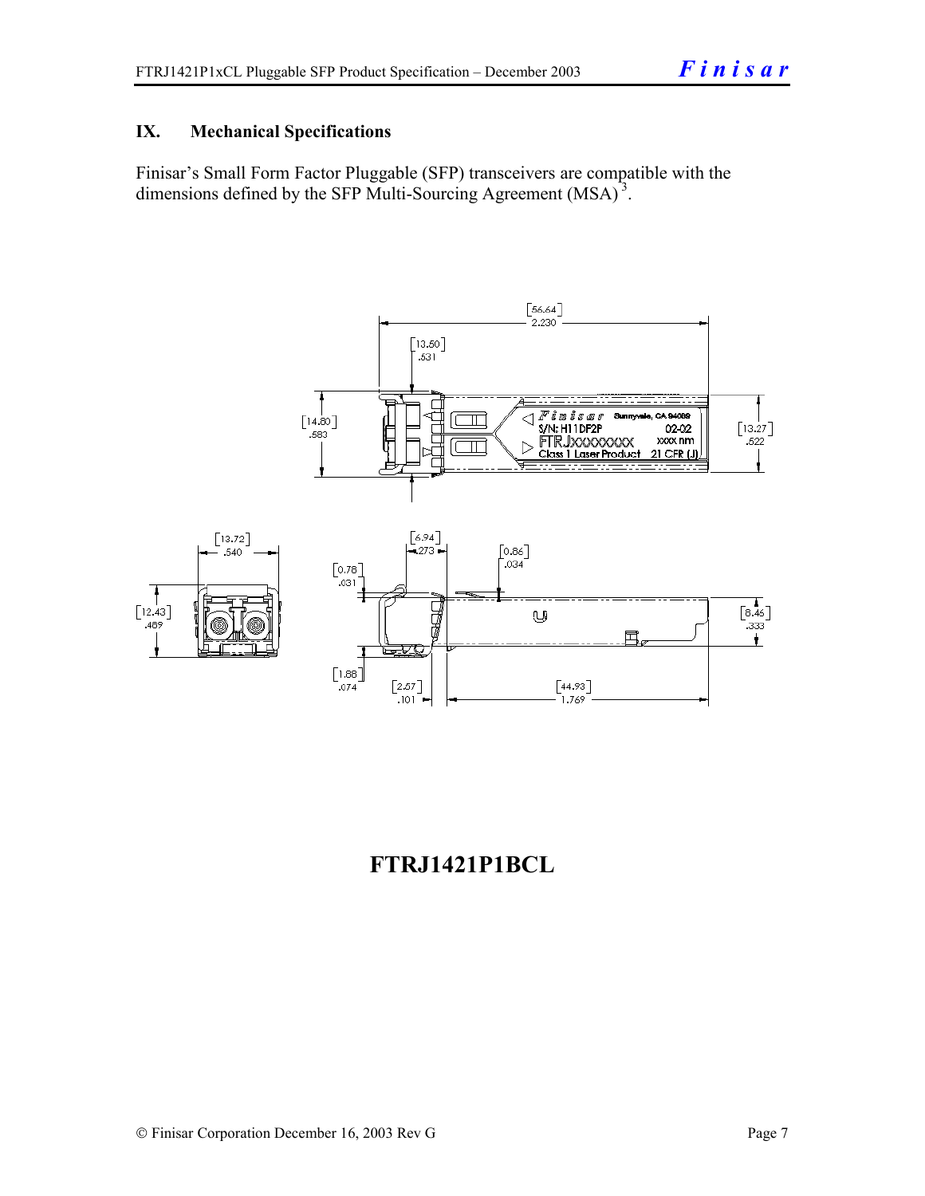## IX. Mechanical Specifications

Finisar's Small Form Factor Pluggable (SFP) transceivers are compatible with the dimensions defined by the SFP Multi-Sourcing Agreement (MSA)[3].

# FTRJ1421P1BCL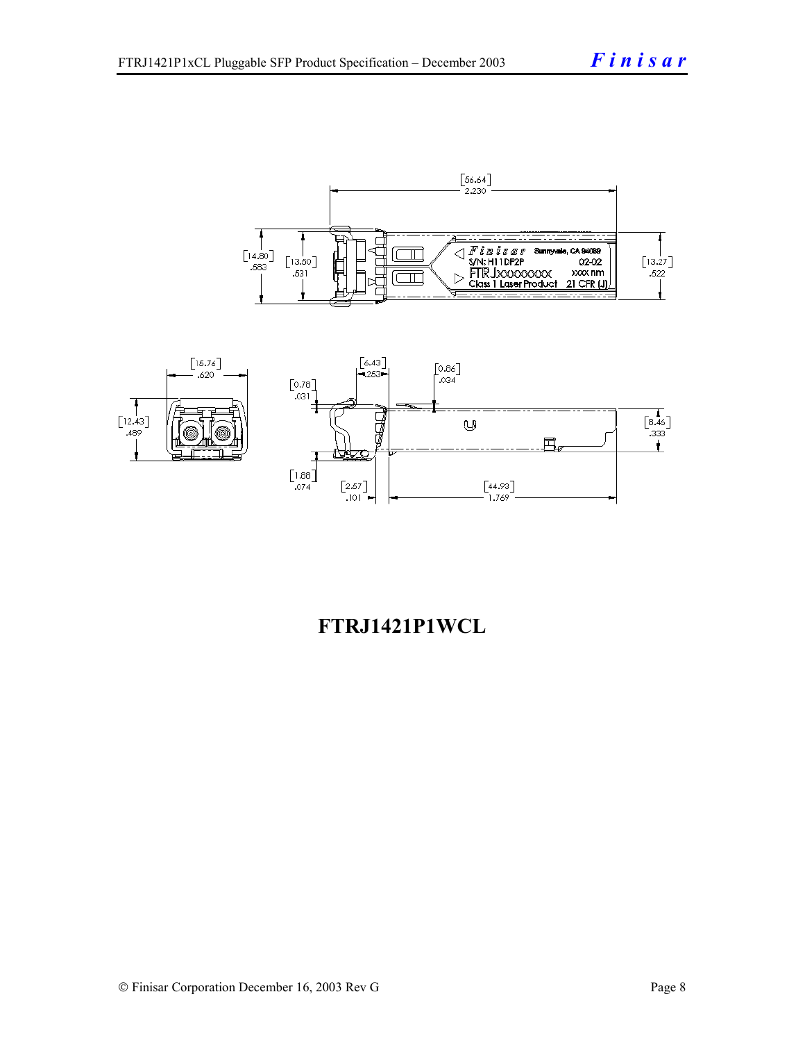**FTRJ1421P1WCL**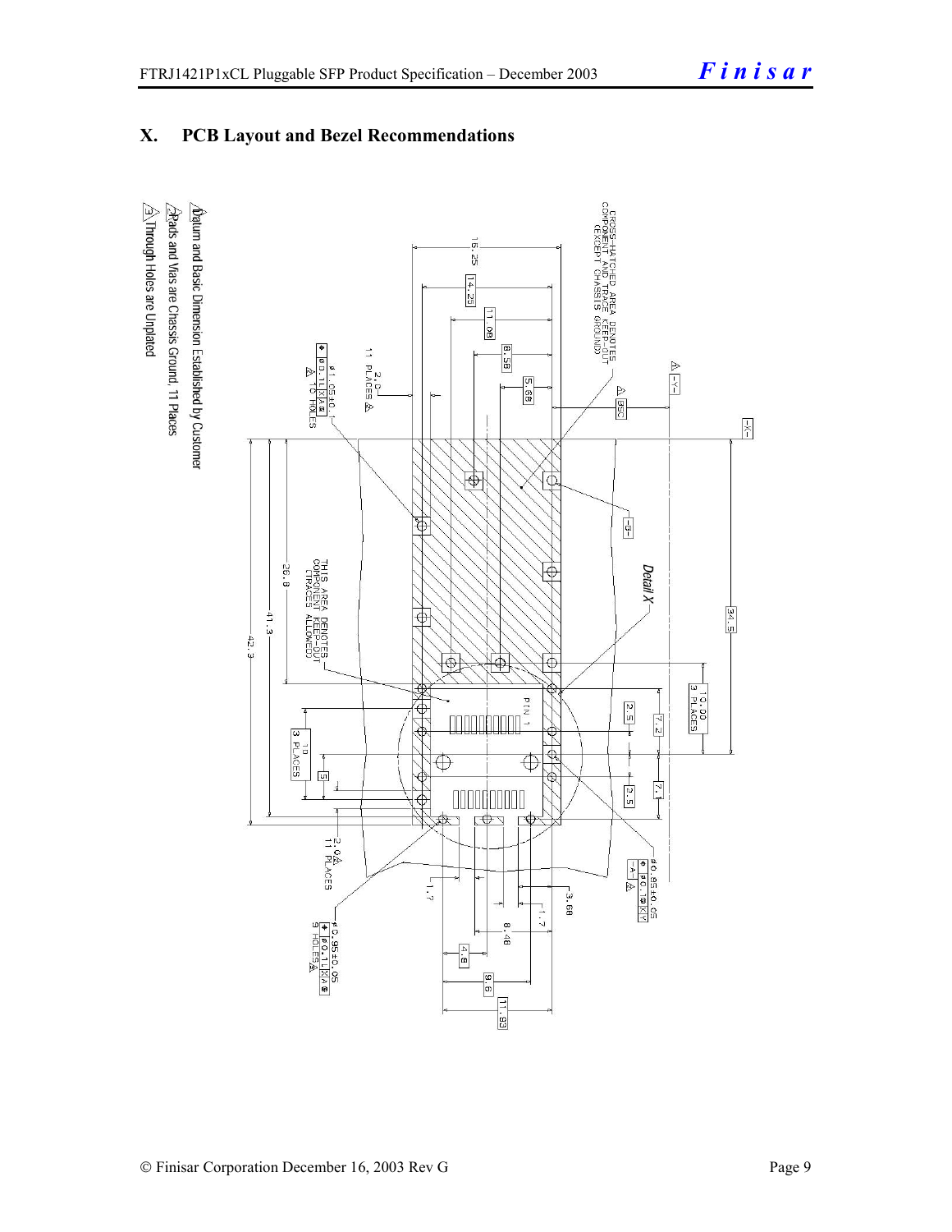# X. PCB Layout and Bezel Recommendations

CROSS-HATCHED AREA DENOTES COMPONENT AND TRACE KEEP-OUT (EXCEPT CHASSIS GROUND)

THIS AREA DENOTES COMPONENT KEEP-OUT (TRACES ALLOWED)

PIN 1

Detail X

ø1.05±0.1 10 HOLES

2.0 11 PLACES

ø0.85±0.05 9 HOLES

ø0.95±0.05 9 HOLES

10.00 3 PLACES

10 3 PLACES

16.25, 14.25, 11.08, 8.58, 5.68, 34.5, 26.8, 41.3, 42.3, 7.2, 7.1, 2.5, 2.5, 5, 1.7, 1.7, 3.68, 8.48, 4.8, 9.6, 11.93

1. Datum and Basic Dimension Established by Customer
2. Pads and Vias are Chassis Ground, 11 Places
3. Through Holes are Unplated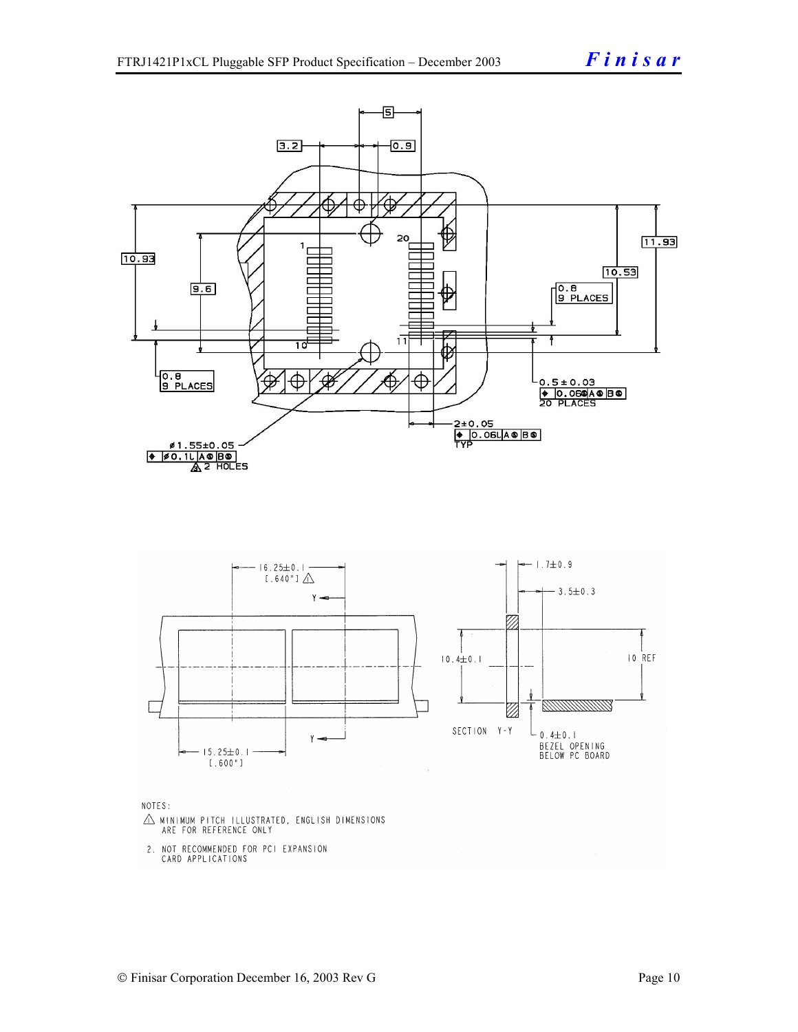3.2

0.9

5

20

1

10

11

10.93

9.6

0.8
9 PLACES

11.93

10.53

0.8
9 PLACES

0.5 ± 0.03
⌖ 0.06Ⓛ A Ⓢ B Ⓢ
20 PLACES

2±0.05
⌖ 0.06Ⓛ A Ⓢ B Ⓢ
TYP

ø1.55±0.05
⌖ ø0.1Ⓛ A Ⓢ B Ⓢ
2 HOLES

16.25±0.1
[.640"]

Y

Y

15.25±0.1
[.600"]

1.7±0.9

3.5±0.3

10.4±0.1

10 REF

SECTION Y-Y

0.4±0.1
BEZEL OPENING
BELOW PC BOARD

NOTES:

1. MINIMUM PITCH ILLUSTRATED, ENGLISH DIMENSIONS ARE FOR REFERENCE ONLY
2. NOT RECOMMENDED FOR PCI EXPANSION CARD APPLICATIONS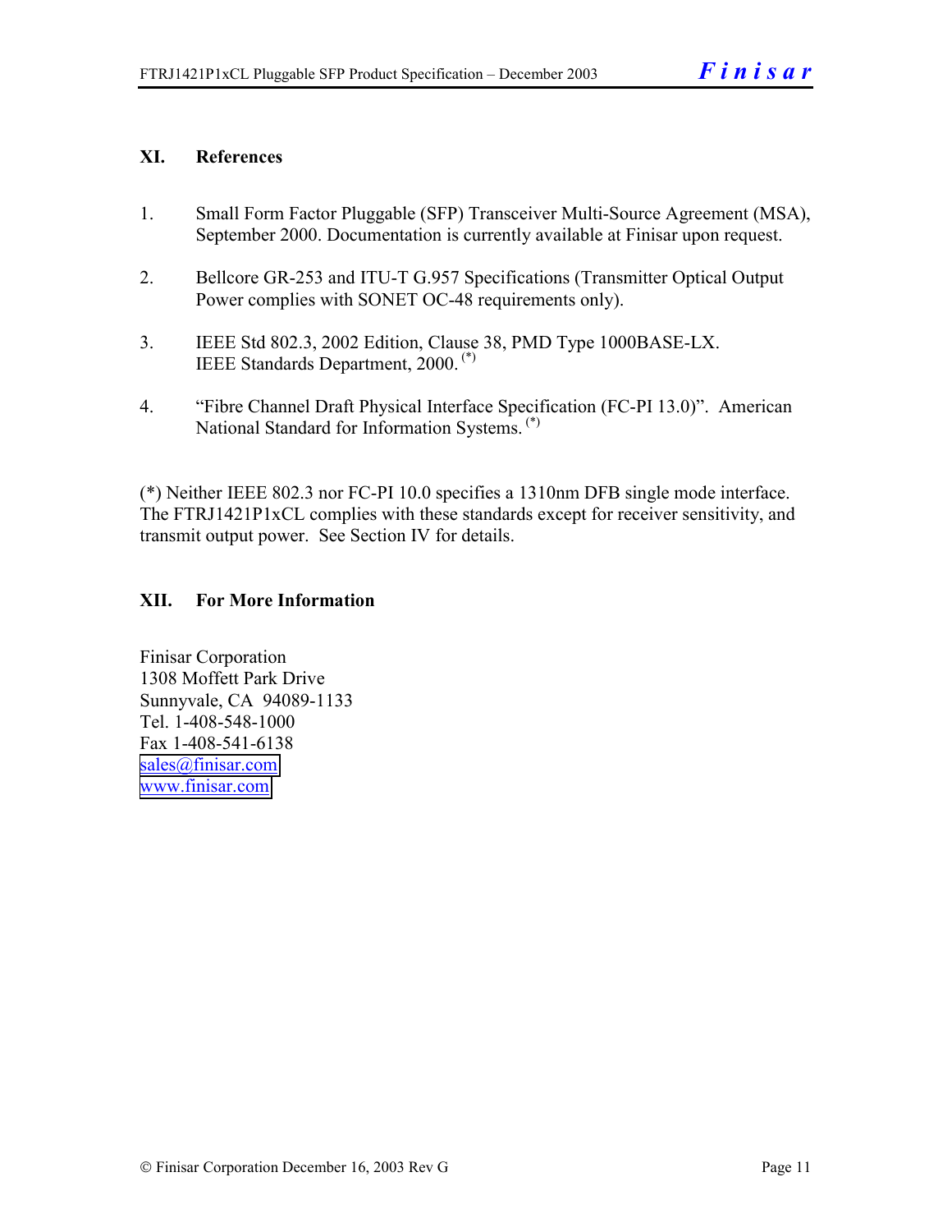## XI. References

1. Small Form Factor Pluggable (SFP) Transceiver Multi-Source Agreement (MSA), September 2000. Documentation is currently available at Finisar upon request.

2. Bellcore GR-253 and ITU-T G.957 Specifications (Transmitter Optical Output Power complies with SONET OC-48 requirements only).

3. IEEE Std 802.3, 2002 Edition, Clause 38, PMD Type 1000BASE-LX. IEEE Standards Department, 2000. (*)

4. "Fibre Channel Draft Physical Interface Specification (FC-PI 13.0)". American National Standard for Information Systems. (*)

(*) Neither IEEE 802.3 nor FC-PI 10.0 specifies a 1310nm DFB single mode interface. The FTRJ1421P1xCL complies with these standards except for receiver sensitivity, and transmit output power. See Section IV for details.

## XII. For More Information

Finisar Corporation
1308 Moffett Park Drive
Sunnyvale, CA 94089-1133
Tel. 1-408-548-1000
Fax 1-408-541-6138
sales@finisar.com
www.finisar.com